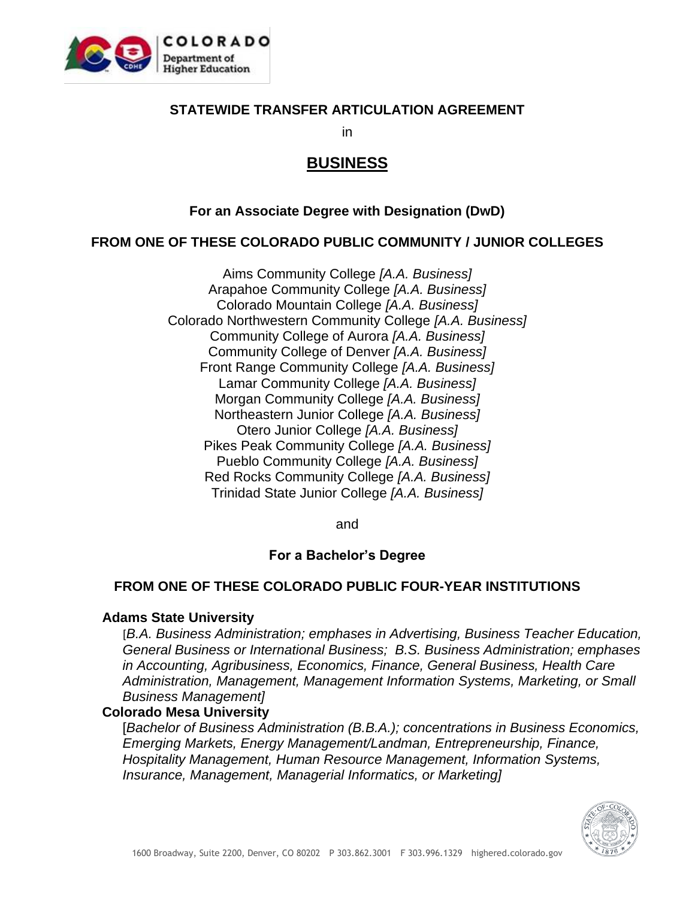**STATEWIDE TRANSFER ARTICULATION AGREEMENT**

in

# BUSINESS

### For an Associate Degree with Designation (DwD)

### FROM ONE OF THESE COLORADO PUBLIC COMMUNITY / JUNIOR COLLEGES

Aims Community College *[A.A. Business]*
Arapahoe Community College *[A.A. Business]*
Colorado Mountain College *[A.A. Business]*
Colorado Northwestern Community College *[A.A. Business]*
Community College of Aurora *[A.A. Business]*
Community College of Denver *[A.A. Business]*
Front Range Community College *[A.A. Business]*
Lamar Community College *[A.A. Business]*
Morgan Community College *[A.A. Business]*
Northeastern Junior College *[A.A. Business]*
Otero Junior College *[A.A. Business]*
Pikes Peak Community College *[A.A. Business]*
Pueblo Community College *[A.A. Business]*
Red Rocks Community College *[A.A. Business]*
Trinidad State Junior College *[A.A. Business]*

and

### For a Bachelor's Degree

### FROM ONE OF THESE COLORADO PUBLIC FOUR-YEAR INSTITUTIONS

**Adams State University**

[*B.A. Business Administration; emphases in Advertising, Business Teacher Education, General Business or International Business; B.S. Business Administration; emphases in Accounting, Agribusiness, Economics, Finance, General Business, Health Care Administration, Management, Management Information Systems, Marketing, or Small Business Management]*

**Colorado Mesa University**

[*Bachelor of Business Administration (B.B.A.); concentrations in Business Economics, Emerging Markets, Energy Management/Landman, Entrepreneurship, Finance, Hospitality Management, Human Resource Management, Information Systems, Insurance, Management, Managerial Informatics, or Marketing]*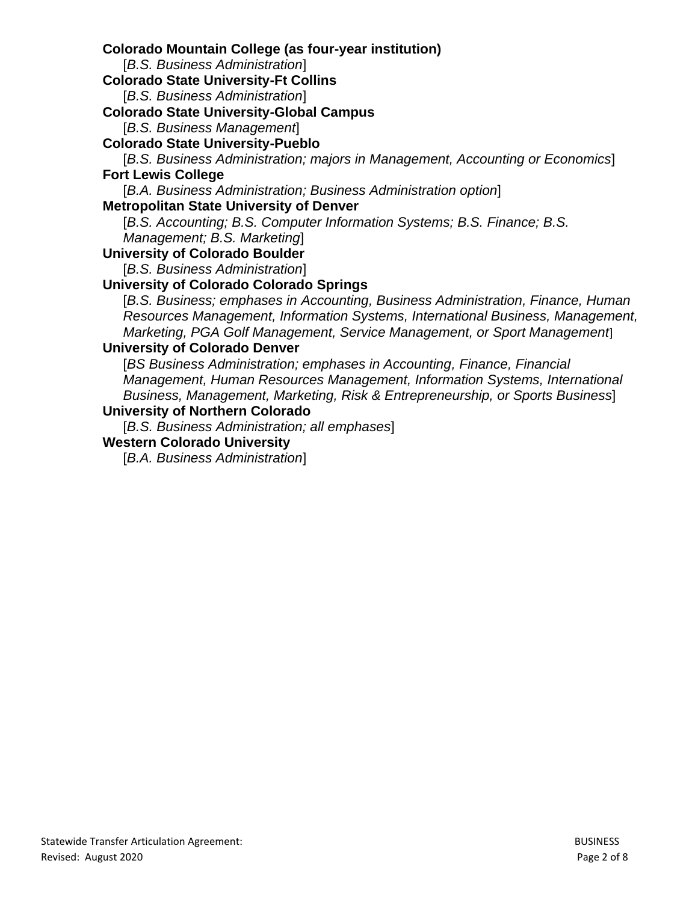**Colorado Mountain College (as four-year institution)**
[*B.S. Business Administration*]

**Colorado State University-Ft Collins**
[*B.S. Business Administration*]

**Colorado State University-Global Campus**
[*B.S. Business Management*]

**Colorado State University-Pueblo**
[*B.S. Business Administration; majors in Management, Accounting or Economics*]

**Fort Lewis College**
[*B.A. Business Administration; Business Administration option*]

**Metropolitan State University of Denver**
[*B.S. Accounting; B.S. Computer Information Systems; B.S. Finance; B.S. Management; B.S. Marketing*]

**University of Colorado Boulder**
[*B.S. Business Administration*]

**University of Colorado Colorado Springs**
[*B.S. Business; emphases in Accounting, Business Administration, Finance, Human Resources Management, Information Systems, International Business, Management, Marketing, PGA Golf Management, Service Management, or Sport Management*]

**University of Colorado Denver**
[*BS Business Administration; emphases in Accounting, Finance, Financial Management, Human Resources Management, Information Systems, International Business, Management, Marketing, Risk & Entrepreneurship, or Sports Business*]

**University of Northern Colorado**
[*B.S. Business Administration; all emphases*]

**Western Colorado University**
[*B.A. Business Administration*]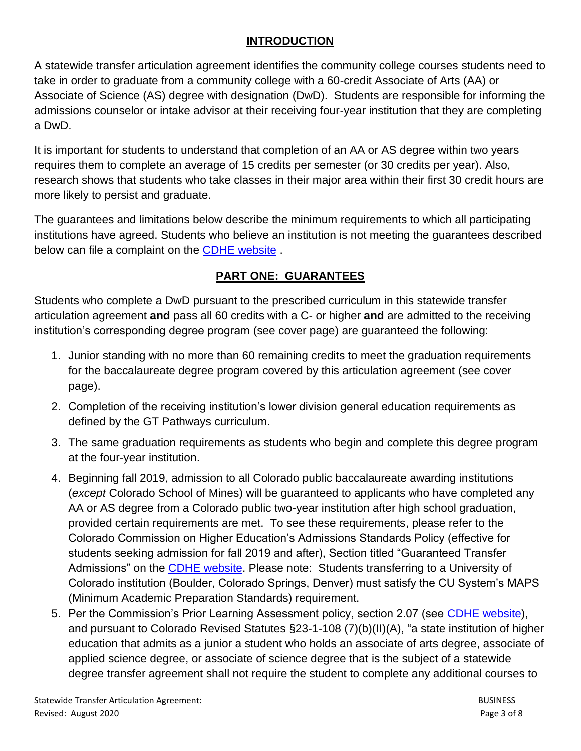## INTRODUCTION

A statewide transfer articulation agreement identifies the community college courses students need to take in order to graduate from a community college with a 60-credit Associate of Arts (AA) or Associate of Science (AS) degree with designation (DwD). Students are responsible for informing the admissions counselor or intake advisor at their receiving four-year institution that they are completing a DwD.

It is important for students to understand that completion of an AA or AS degree within two years requires them to complete an average of 15 credits per semester (or 30 credits per year). Also, research shows that students who take classes in their major area within their first 30 credit hours are more likely to persist and graduate.

The guarantees and limitations below describe the minimum requirements to which all participating institutions have agreed. Students who believe an institution is not meeting the guarantees described below can file a complaint on the CDHE website .

## PART ONE: GUARANTEES

Students who complete a DwD pursuant to the prescribed curriculum in this statewide transfer articulation agreement **and** pass all 60 credits with a C- or higher **and** are admitted to the receiving institution's corresponding degree program (see cover page) are guaranteed the following:

1. Junior standing with no more than 60 remaining credits to meet the graduation requirements for the baccalaureate degree program covered by this articulation agreement (see cover page).
2. Completion of the receiving institution's lower division general education requirements as defined by the GT Pathways curriculum.
3. The same graduation requirements as students who begin and complete this degree program at the four-year institution.
4. Beginning fall 2019, admission to all Colorado public baccalaureate awarding institutions (*except* Colorado School of Mines) will be guaranteed to applicants who have completed any AA or AS degree from a Colorado public two-year institution after high school graduation, provided certain requirements are met. To see these requirements, please refer to the Colorado Commission on Higher Education's Admissions Standards Policy (effective for students seeking admission for fall 2019 and after), Section titled "Guaranteed Transfer Admissions" on the CDHE website. Please note: Students transferring to a University of Colorado institution (Boulder, Colorado Springs, Denver) must satisfy the CU System's MAPS (Minimum Academic Preparation Standards) requirement.
5. Per the Commission's Prior Learning Assessment policy, section 2.07 (see CDHE website), and pursuant to Colorado Revised Statutes §23-1-108 (7)(b)(II)(A), "a state institution of higher education that admits as a junior a student who holds an associate of arts degree, associate of applied science degree, or associate of science degree that is the subject of a statewide degree transfer agreement shall not require the student to complete any additional courses to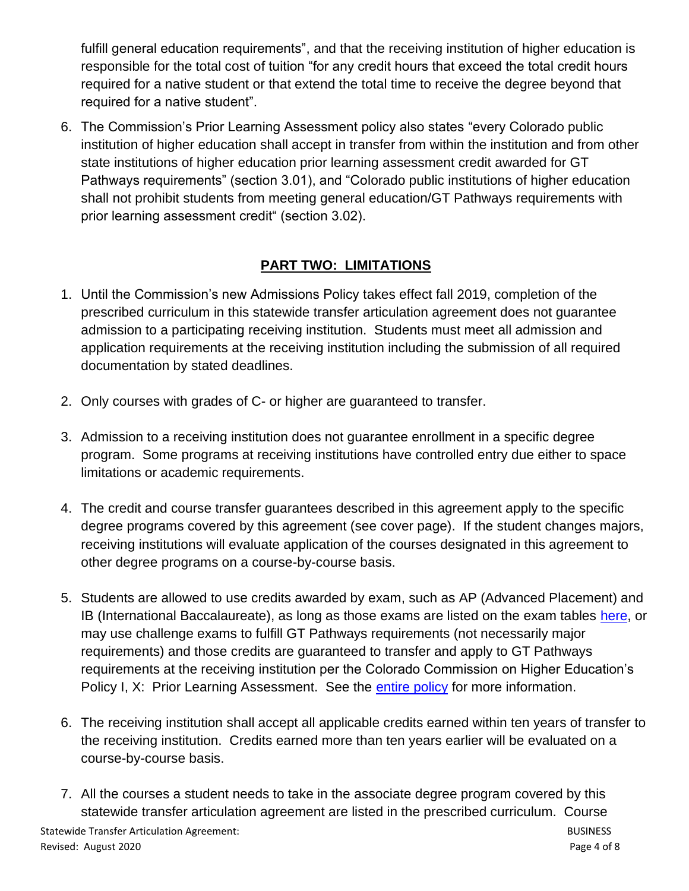fulfill general education requirements", and that the receiving institution of higher education is responsible for the total cost of tuition "for any credit hours that exceed the total credit hours required for a native student or that extend the total time to receive the degree beyond that required for a native student".

6. The Commission's Prior Learning Assessment policy also states "every Colorado public institution of higher education shall accept in transfer from within the institution and from other state institutions of higher education prior learning assessment credit awarded for GT Pathways requirements" (section 3.01), and "Colorado public institutions of higher education shall not prohibit students from meeting general education/GT Pathways requirements with prior learning assessment credit" (section 3.02).

## PART TWO: LIMITATIONS

1. Until the Commission's new Admissions Policy takes effect fall 2019, completion of the prescribed curriculum in this statewide transfer articulation agreement does not guarantee admission to a participating receiving institution. Students must meet all admission and application requirements at the receiving institution including the submission of all required documentation by stated deadlines.

2. Only courses with grades of C- or higher are guaranteed to transfer.

3. Admission to a receiving institution does not guarantee enrollment in a specific degree program. Some programs at receiving institutions have controlled entry due either to space limitations or academic requirements.

4. The credit and course transfer guarantees described in this agreement apply to the specific degree programs covered by this agreement (see cover page). If the student changes majors, receiving institutions will evaluate application of the courses designated in this agreement to other degree programs on a course-by-course basis.

5. Students are allowed to use credits awarded by exam, such as AP (Advanced Placement) and IB (International Baccalaureate), as long as those exams are listed on the exam tables here, or may use challenge exams to fulfill GT Pathways requirements (not necessarily major requirements) and those credits are guaranteed to transfer and apply to GT Pathways requirements at the receiving institution per the Colorado Commission on Higher Education's Policy I, X: Prior Learning Assessment. See the entire policy for more information.

6. The receiving institution shall accept all applicable credits earned within ten years of transfer to the receiving institution. Credits earned more than ten years earlier will be evaluated on a course-by-course basis.

7. All the courses a student needs to take in the associate degree program covered by this statewide transfer articulation agreement are listed in the prescribed curriculum. Course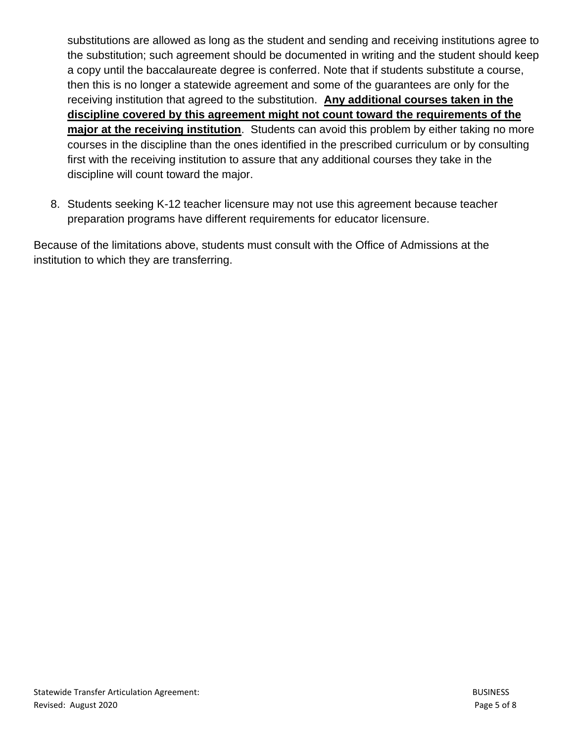substitutions are allowed as long as the student and sending and receiving institutions agree to the substitution; such agreement should be documented in writing and the student should keep a copy until the baccalaureate degree is conferred. Note that if students substitute a course, then this is no longer a statewide agreement and some of the guarantees are only for the receiving institution that agreed to the substitution. **Any additional courses taken in the discipline covered by this agreement might not count toward the requirements of the major at the receiving institution**. Students can avoid this problem by either taking no more courses in the discipline than the ones identified in the prescribed curriculum or by consulting first with the receiving institution to assure that any additional courses they take in the discipline will count toward the major.

8. Students seeking K-12 teacher licensure may not use this agreement because teacher preparation programs have different requirements for educator licensure.

Because of the limitations above, students must consult with the Office of Admissions at the institution to which they are transferring.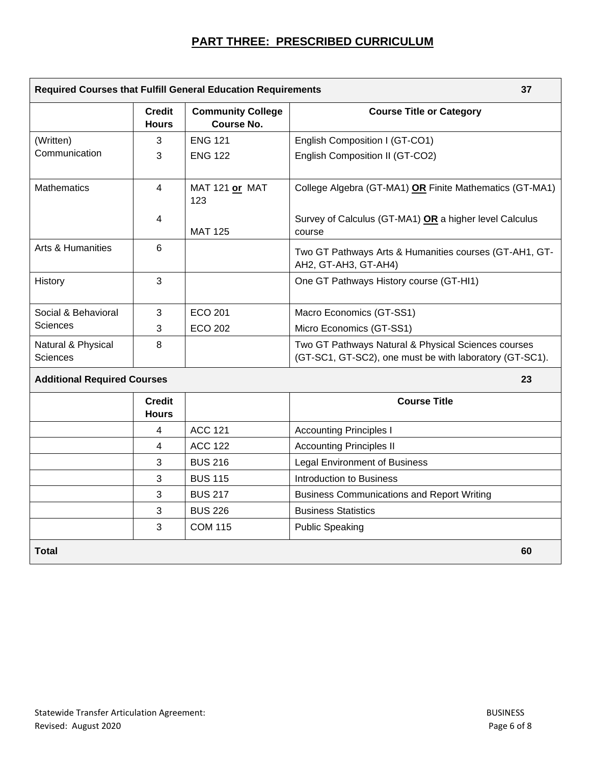# PART THREE: PRESCRIBED CURRICULUM

| Required Courses that Fulfill General Education Requirements | | | 37 |
|---|---|---|---|
| | **Credit Hours** | **Community College Course No.** | **Course Title or Category** |
| (Written) Communication | 3 | ENG 121 | English Composition I (GT-CO1) |
| | 3 | ENG 122 | English Composition II (GT-CO2) |
| Mathematics | 4 | MAT 121 **or** MAT 123 | College Algebra (GT-MA1) **OR** Finite Mathematics (GT-MA1) |
| | 4 | MAT 125 | Survey of Calculus (GT-MA1) **OR** a higher level Calculus course |
| Arts & Humanities | 6 | | Two GT Pathways Arts & Humanities courses (GT-AH1, GT-AH2, GT-AH3, GT-AH4) |
| History | 3 | | One GT Pathways History course (GT-HI1) |
| Social & Behavioral Sciences | 3 | ECO 201 | Macro Economics (GT-SS1) |
| | 3 | ECO 202 | Micro Economics (GT-SS1) |
| Natural & Physical Sciences | 8 | | Two GT Pathways Natural & Physical Sciences courses (GT-SC1, GT-SC2), one must be with laboratory (GT-SC1). |
| **Additional Required Courses** | | | **23** |
| | **Credit Hours** | | **Course Title** |
| | 4 | ACC 121 | Accounting Principles I |
| | 4 | ACC 122 | Accounting Principles II |
| | 3 | BUS 216 | Legal Environment of Business |
| | 3 | BUS 115 | Introduction to Business |
| | 3 | BUS 217 | Business Communications and Report Writing |
| | 3 | BUS 226 | Business Statistics |
| | 3 | COM 115 | Public Speaking |
| **Total** | | | **60** |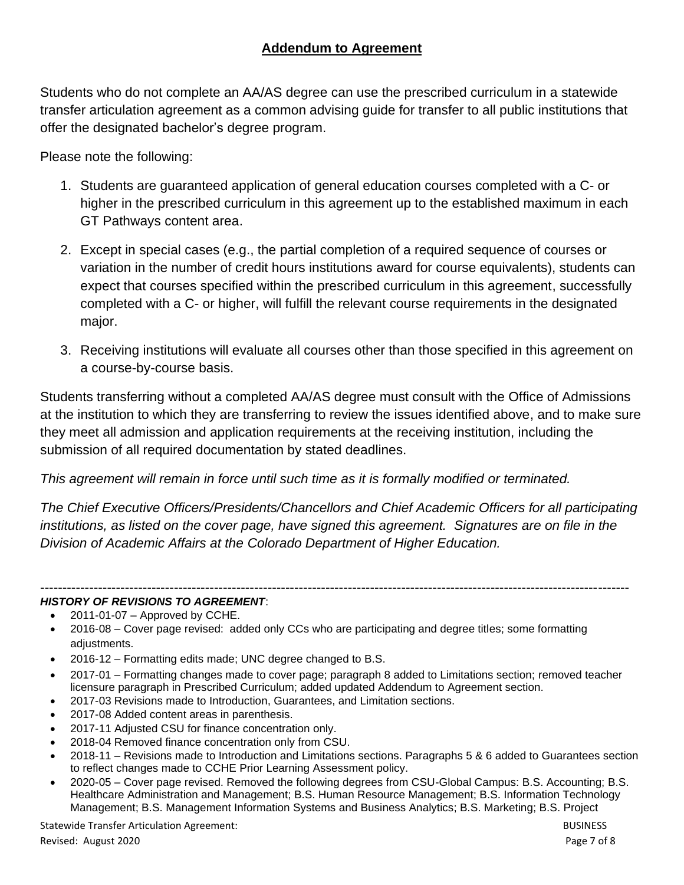## Addendum to Agreement

Students who do not complete an AA/AS degree can use the prescribed curriculum in a statewide transfer articulation agreement as a common advising guide for transfer to all public institutions that offer the designated bachelor's degree program.

Please note the following:

1. Students are guaranteed application of general education courses completed with a C- or higher in the prescribed curriculum in this agreement up to the established maximum in each GT Pathways content area.
2. Except in special cases (e.g., the partial completion of a required sequence of courses or variation in the number of credit hours institutions award for course equivalents), students can expect that courses specified within the prescribed curriculum in this agreement, successfully completed with a C- or higher, will fulfill the relevant course requirements in the designated major.
3. Receiving institutions will evaluate all courses other than those specified in this agreement on a course-by-course basis.

Students transferring without a completed AA/AS degree must consult with the Office of Admissions at the institution to which they are transferring to review the issues identified above, and to make sure they meet all admission and application requirements at the receiving institution, including the submission of all required documentation by stated deadlines.

*This agreement will remain in force until such time as it is formally modified or terminated.*

*The Chief Executive Officers/Presidents/Chancellors and Chief Academic Officers for all participating institutions, as listed on the cover page, have signed this agreement. Signatures are on file in the Division of Academic Affairs at the Colorado Department of Higher Education.*

---

***HISTORY OF REVISIONS TO AGREEMENT***:

- 2011-01-07 – Approved by CCHE.
- 2016-08 – Cover page revised: added only CCs who are participating and degree titles; some formatting adjustments.
- 2016-12 – Formatting edits made; UNC degree changed to B.S.
- 2017-01 – Formatting changes made to cover page; paragraph 8 added to Limitations section; removed teacher licensure paragraph in Prescribed Curriculum; added updated Addendum to Agreement section.
- 2017-03 Revisions made to Introduction, Guarantees, and Limitation sections.
- 2017-08 Added content areas in parenthesis.
- 2017-11 Adjusted CSU for finance concentration only.
- 2018-04 Removed finance concentration only from CSU.
- 2018-11 – Revisions made to Introduction and Limitations sections. Paragraphs 5 & 6 added to Guarantees section to reflect changes made to CCHE Prior Learning Assessment policy.
- 2020-05 – Cover page revised. Removed the following degrees from CSU-Global Campus: B.S. Accounting; B.S. Healthcare Administration and Management; B.S. Human Resource Management; B.S. Information Technology Management; B.S. Management Information Systems and Business Analytics; B.S. Marketing; B.S. Project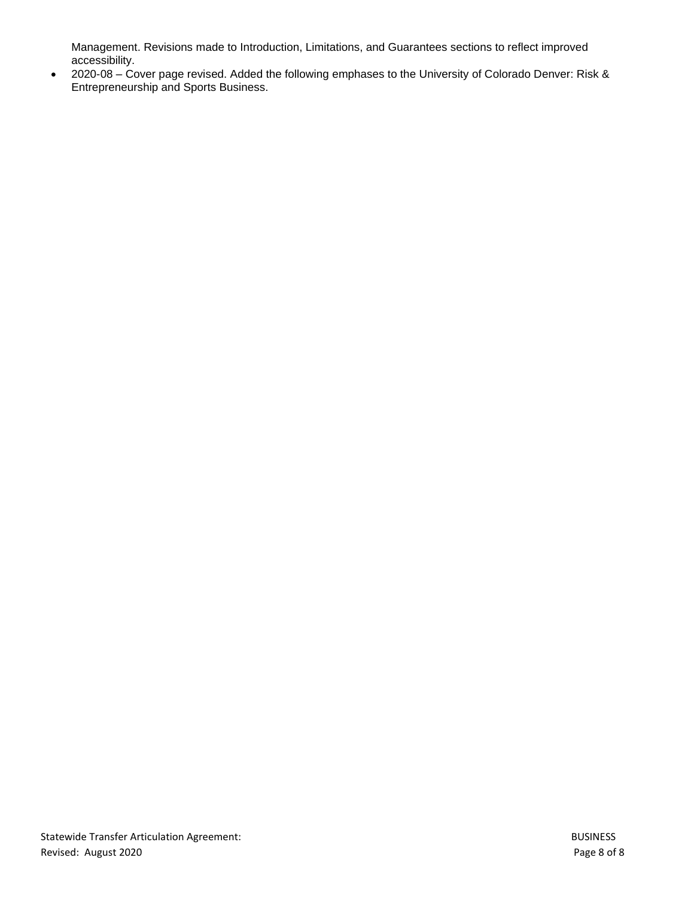Management. Revisions made to Introduction, Limitations, and Guarantees sections to reflect improved accessibility.

- 2020-08 – Cover page revised. Added the following emphases to the University of Colorado Denver: Risk & Entrepreneurship and Sports Business.